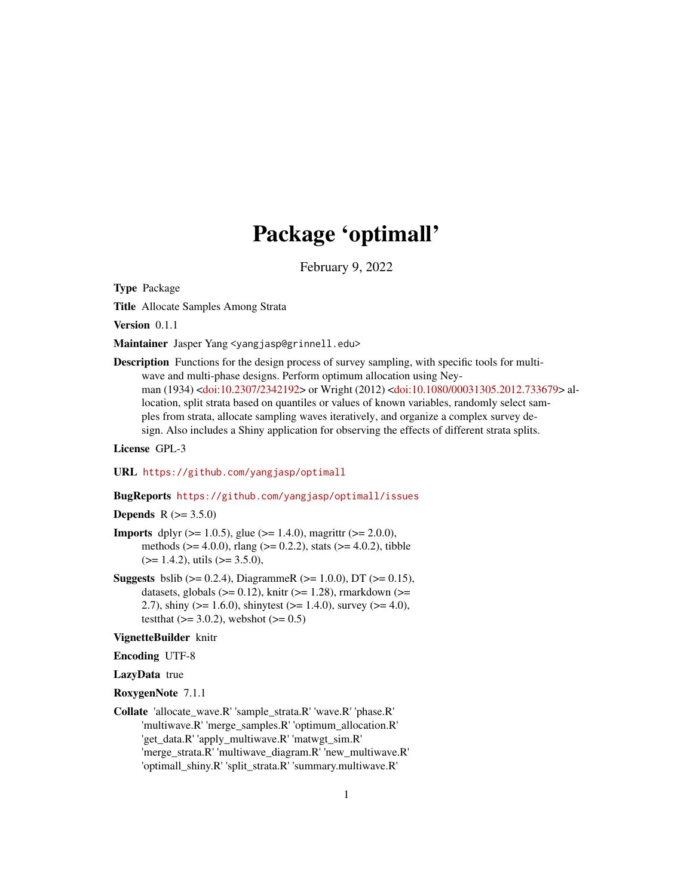# Package 'optimall'

February 9, 2022

**Type** Package

**Title** Allocate Samples Among Strata

**Version** 0.1.1

**Maintainer** Jasper Yang <yangjasp@grinnell.edu>

**Description** Functions for the design process of survey sampling, with specific tools for multi-wave and multi-phase designs. Perform optimum allocation using Neyman (1934) <doi:10.2307/2342192> or Wright (2012) <doi:10.1080/00031305.2012.733679> allocation, split strata based on quantiles or values of known variables, randomly select samples from strata, allocate sampling waves iteratively, and organize a complex survey design. Also includes a Shiny application for observing the effects of different strata splits.

**License** GPL-3

**URL** https://github.com/yangjasp/optimall

**BugReports** https://github.com/yangjasp/optimall/issues

**Depends** R (>= 3.5.0)

**Imports** dplyr (>= 1.0.5), glue (>= 1.4.0), magrittr (>= 2.0.0), methods (>= 4.0.0), rlang (>= 0.2.2), stats (>= 4.0.2), tibble (>= 1.4.2), utils (>= 3.5.0),

**Suggests** bslib (>= 0.2.4), DiagrammeR (>= 1.0.0), DT (>= 0.15), datasets, globals (>= 0.12), knitr (>= 1.28), rmarkdown (>= 2.7), shiny (>= 1.6.0), shinytest (>= 1.4.0), survey (>= 4.0), testthat (>= 3.0.2), webshot (>= 0.5)

**VignetteBuilder** knitr

**Encoding** UTF-8

**LazyData** true

**RoxygenNote** 7.1.1

**Collate** 'allocate_wave.R' 'sample_strata.R' 'wave.R' 'phase.R' 'multiwave.R' 'merge_samples.R' 'optimum_allocation.R' 'get_data.R' 'apply_multiwave.R' 'matwgt_sim.R' 'merge_strata.R' 'multiwave_diagram.R' 'new_multiwave.R' 'optimall_shiny.R' 'split_strata.R' 'summary.multiwave.R'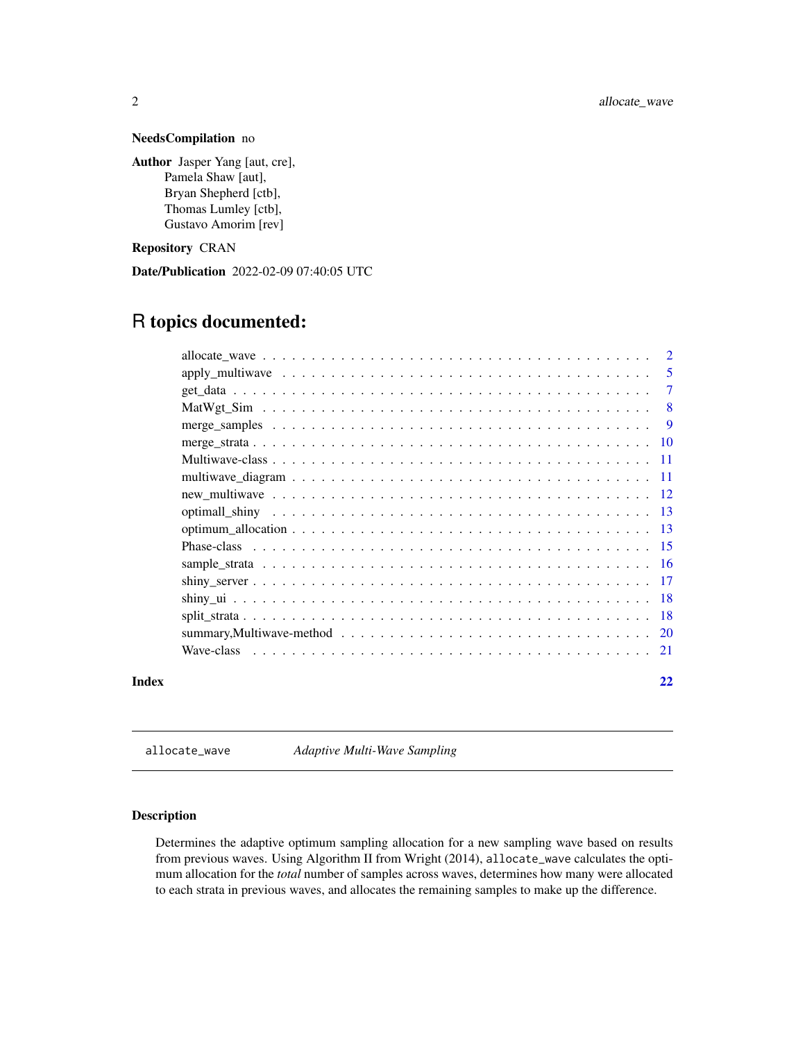**NeedsCompilation** no

**Author** Jasper Yang [aut, cre],
Pamela Shaw [aut],
Bryan Shepherd [ctb],
Thomas Lumley [ctb],
Gustavo Amorim [rev]

**Repository** CRAN

**Date/Publication** 2022-02-09 07:40:05 UTC

# R topics documented:

- allocate_wave . . . . . . . . . . . . . . . . . . . . . . . . . . . . . . . . . . . . 2
- apply_multiwave . . . . . . . . . . . . . . . . . . . . . . . . . . . . . . . . . . . 5
- get_data . . . . . . . . . . . . . . . . . . . . . . . . . . . . . . . . . . . . . . 7
- MatWgt_Sim . . . . . . . . . . . . . . . . . . . . . . . . . . . . . . . . . . . . 8
- merge_samples . . . . . . . . . . . . . . . . . . . . . . . . . . . . . . . . . . . 9
- merge_strata . . . . . . . . . . . . . . . . . . . . . . . . . . . . . . . . . . . . 10
- Multiwave-class . . . . . . . . . . . . . . . . . . . . . . . . . . . . . . . . . . 11
- multiwave_diagram . . . . . . . . . . . . . . . . . . . . . . . . . . . . . . . . . 11
- new_multiwave . . . . . . . . . . . . . . . . . . . . . . . . . . . . . . . . . . . 12
- optimall_shiny . . . . . . . . . . . . . . . . . . . . . . . . . . . . . . . . . . . 13
- optimum_allocation . . . . . . . . . . . . . . . . . . . . . . . . . . . . . . . . . 13
- Phase-class . . . . . . . . . . . . . . . . . . . . . . . . . . . . . . . . . . . . 15
- sample_strata . . . . . . . . . . . . . . . . . . . . . . . . . . . . . . . . . . . 16
- shiny_server . . . . . . . . . . . . . . . . . . . . . . . . . . . . . . . . . . . . 17
- shiny_ui . . . . . . . . . . . . . . . . . . . . . . . . . . . . . . . . . . . . . . 18
- split_strata . . . . . . . . . . . . . . . . . . . . . . . . . . . . . . . . . . . . 18
- summary,Multiwave-method . . . . . . . . . . . . . . . . . . . . . . . . . . . . . 20
- Wave-class . . . . . . . . . . . . . . . . . . . . . . . . . . . . . . . . . . . . . 21

**Index** 22

---

allocate_wave *Adaptive Multi-Wave Sampling*

---

### Description

Determines the adaptive optimum sampling allocation for a new sampling wave based on results from previous waves. Using Algorithm II from Wright (2014), `allocate_wave` calculates the optimum allocation for the *total* number of samples across waves, determines how many were allocated to each strata in previous waves, and allocates the remaining samples to make up the difference.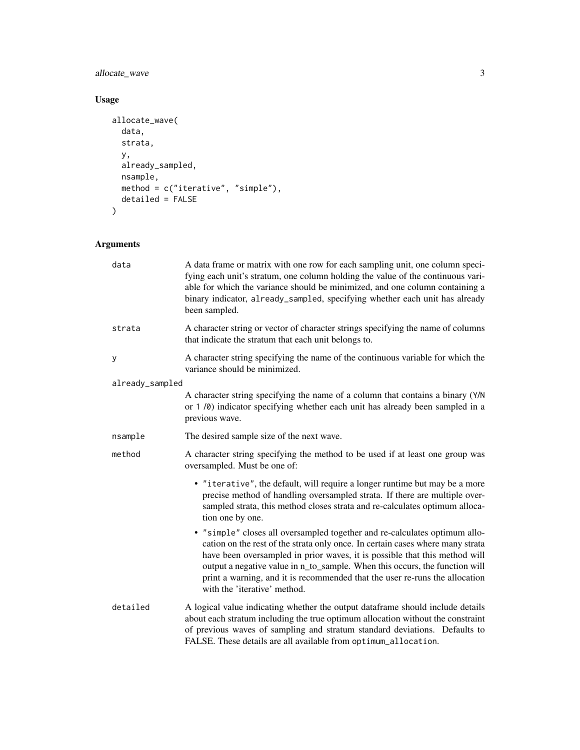## Usage

```
allocate_wave(
  data,
  strata,
  y,
  already_sampled,
  nsample,
  method = c("iterative", "simple"),
  detailed = FALSE
)
```

## Arguments

**data** — A data frame or matrix with one row for each sampling unit, one column specifying each unit's stratum, one column holding the value of the continuous variable for which the variance should be minimized, and one column containing a binary indicator, `already_sampled`, specifying whether each unit has already been sampled.

**strata** — A character string or vector of character strings specifying the name of columns that indicate the stratum that each unit belongs to.

**y** — A character string specifying the name of the continuous variable for which the variance should be minimized.

**already_sampled** — A character string specifying the name of a column that contains a binary (`Y`/`N` or `1` /`0`) indicator specifying whether each unit has already been sampled in a previous wave.

**nsample** — The desired sample size of the next wave.

**method** — A character string specifying the method to be used if at least one group was oversampled. Must be one of:

- `"iterative"`, the default, will require a longer runtime but may be a more precise method of handling oversampled strata. If there are multiple oversampled strata, this method closes strata and re-calculates optimum allocation one by one.
- `"simple"` closes all oversampled together and re-calculates optimum allocation on the rest of the strata only once. In certain cases where many strata have been oversampled in prior waves, it is possible that this method will output a negative value in n_to_sample. When this occurs, the function will print a warning, and it is recommended that the user re-runs the allocation with the 'iterative' method.

**detailed** — A logical value indicating whether the output dataframe should include details about each stratum including the true optimum allocation without the constraint of previous waves of sampling and stratum standard deviations. Defaults to FALSE. These details are all available from `optimum_allocation`.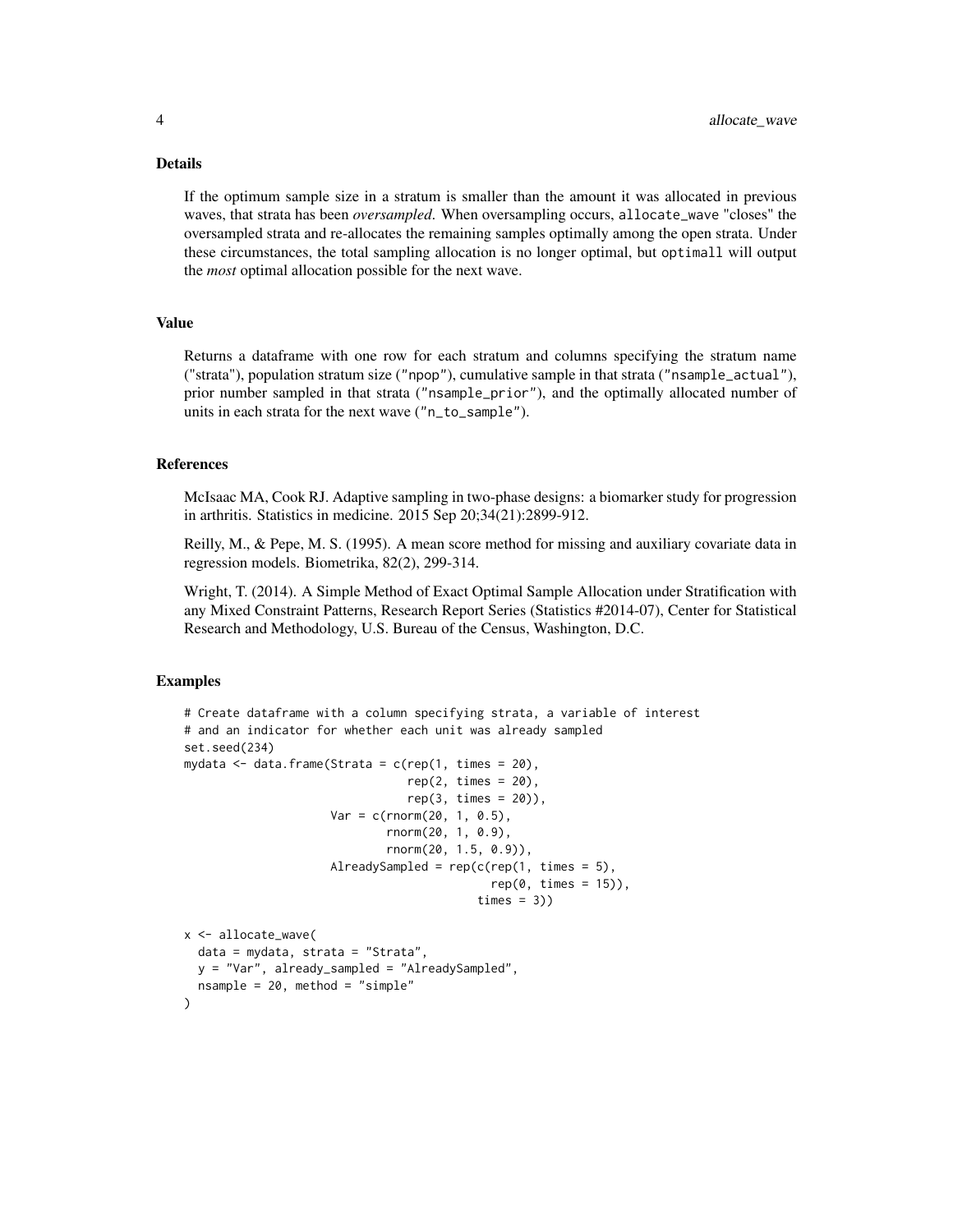### Details

If the optimum sample size in a stratum is smaller than the amount it was allocated in previous waves, that strata has been *oversampled*. When oversampling occurs, `allocate_wave` "closes" the oversampled strata and re-allocates the remaining samples optimally among the open strata. Under these circumstances, the total sampling allocation is no longer optimal, but `optimall` will output the *most* optimal allocation possible for the next wave.

### Value

Returns a dataframe with one row for each stratum and columns specifying the stratum name ("strata"), population stratum size (`"npop"`), cumulative sample in that strata (`"nsample_actual"`), prior number sampled in that strata (`"nsample_prior"`), and the optimally allocated number of units in each strata for the next wave (`"n_to_sample"`).

### References

McIsaac MA, Cook RJ. Adaptive sampling in two-phase designs: a biomarker study for progression in arthritis. Statistics in medicine. 2015 Sep 20;34(21):2899-912.

Reilly, M., & Pepe, M. S. (1995). A mean score method for missing and auxiliary covariate data in regression models. Biometrika, 82(2), 299-314.

Wright, T. (2014). A Simple Method of Exact Optimal Sample Allocation under Stratification with any Mixed Constraint Patterns, Research Report Series (Statistics #2014-07), Center for Statistical Research and Methodology, U.S. Bureau of the Census, Washington, D.C.

### Examples

```
# Create dataframe with a column specifying strata, a variable of interest
# and an indicator for whether each unit was already sampled
set.seed(234)
mydata <- data.frame(Strata = c(rep(1, times = 20),
                                rep(2, times = 20),
                                rep(3, times = 20)),
                     Var = c(rnorm(20, 1, 0.5),
                             rnorm(20, 1, 0.9),
                             rnorm(20, 1.5, 0.9)),
                     AlreadySampled = rep(c(rep(1, times = 5),
                                            rep(0, times = 15)),
                                          times = 3))

x <- allocate_wave(
  data = mydata, strata = "Strata",
  y = "Var", already_sampled = "AlreadySampled",
  nsample = 20, method = "simple"
)
```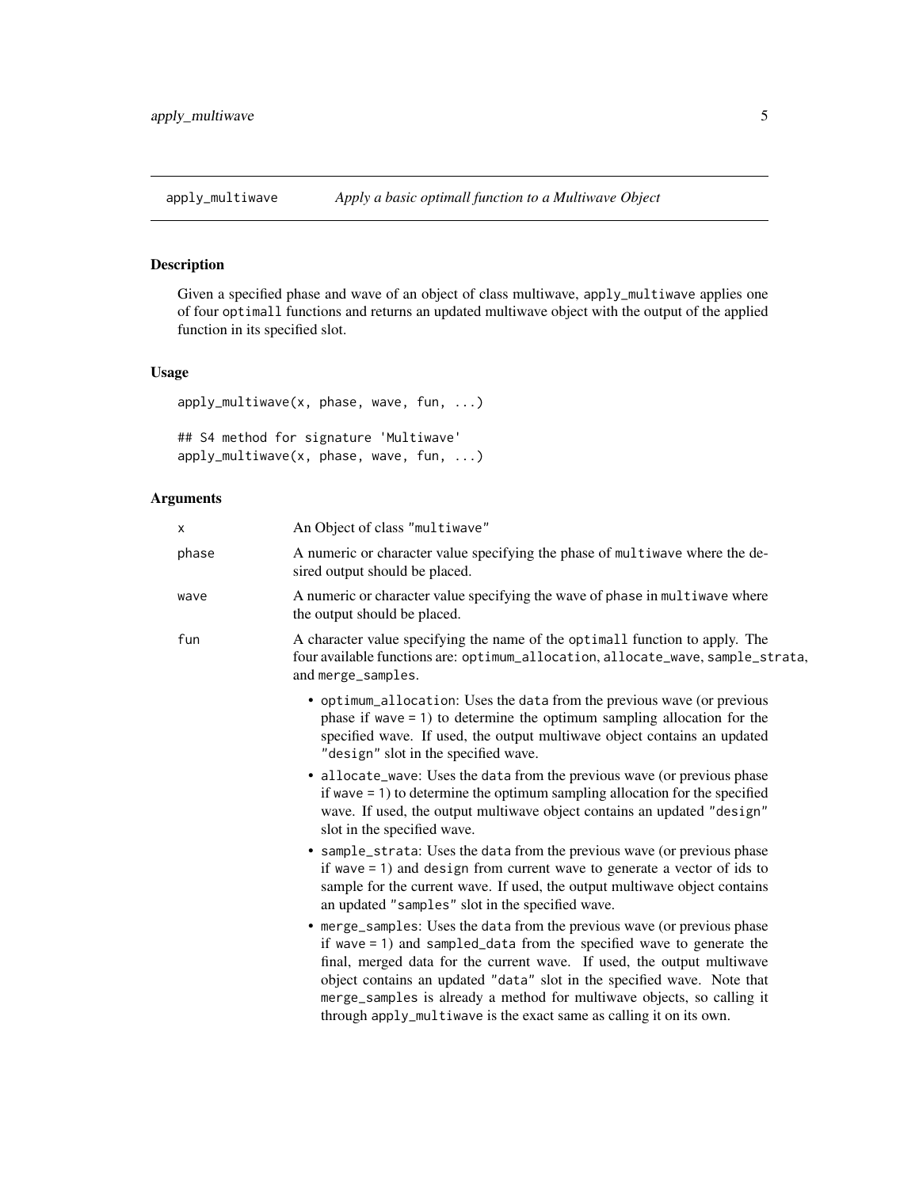## apply_multiwave — *Apply a basic optimall function to a Multiwave Object*

### Description

Given a specified phase and wave of an object of class multiwave, `apply_multiwave` applies one of four `optimall` functions and returns an updated multiwave object with the output of the applied function in its specified slot.

### Usage

```
apply_multiwave(x, phase, wave, fun, ...)

## S4 method for signature 'Multiwave'
apply_multiwave(x, phase, wave, fun, ...)
```

### Arguments

| | |
|---|---|
| `x` | An Object of class "multiwave" |
| `phase` | A numeric or character value specifying the phase of `multiwave` where the desired output should be placed. |
| `wave` | A numeric or character value specifying the wave of `phase` in `multiwave` where the output should be placed. |
| `fun` | A character value specifying the name of the `optimall` function to apply. The four available functions are: `optimum_allocation`, `allocate_wave`, `sample_strata`, and `merge_samples`. |

- `optimum_allocation`: Uses the `data` from the previous wave (or previous phase if `wave = 1`) to determine the optimum sampling allocation for the specified wave. If used, the output multiwave object contains an updated `"design"` slot in the specified wave.
- `allocate_wave`: Uses the `data` from the previous wave (or previous phase if `wave = 1`) to determine the optimum sampling allocation for the specified wave. If used, the output multiwave object contains an updated `"design"` slot in the specified wave.
- `sample_strata`: Uses the `data` from the previous wave (or previous phase if `wave = 1`) and `design` from current wave to generate a vector of ids to sample for the current wave. If used, the output multiwave object contains an updated `"samples"` slot in the specified wave.
- `merge_samples`: Uses the `data` from the previous wave (or previous phase if `wave = 1`) and `sampled_data` from the specified wave to generate the final, merged data for the current wave. If used, the output multiwave object contains an updated `"data"` slot in the specified wave. Note that `merge_samples` is already a method for multiwave objects, so calling it through `apply_multiwave` is the exact same as calling it on its own.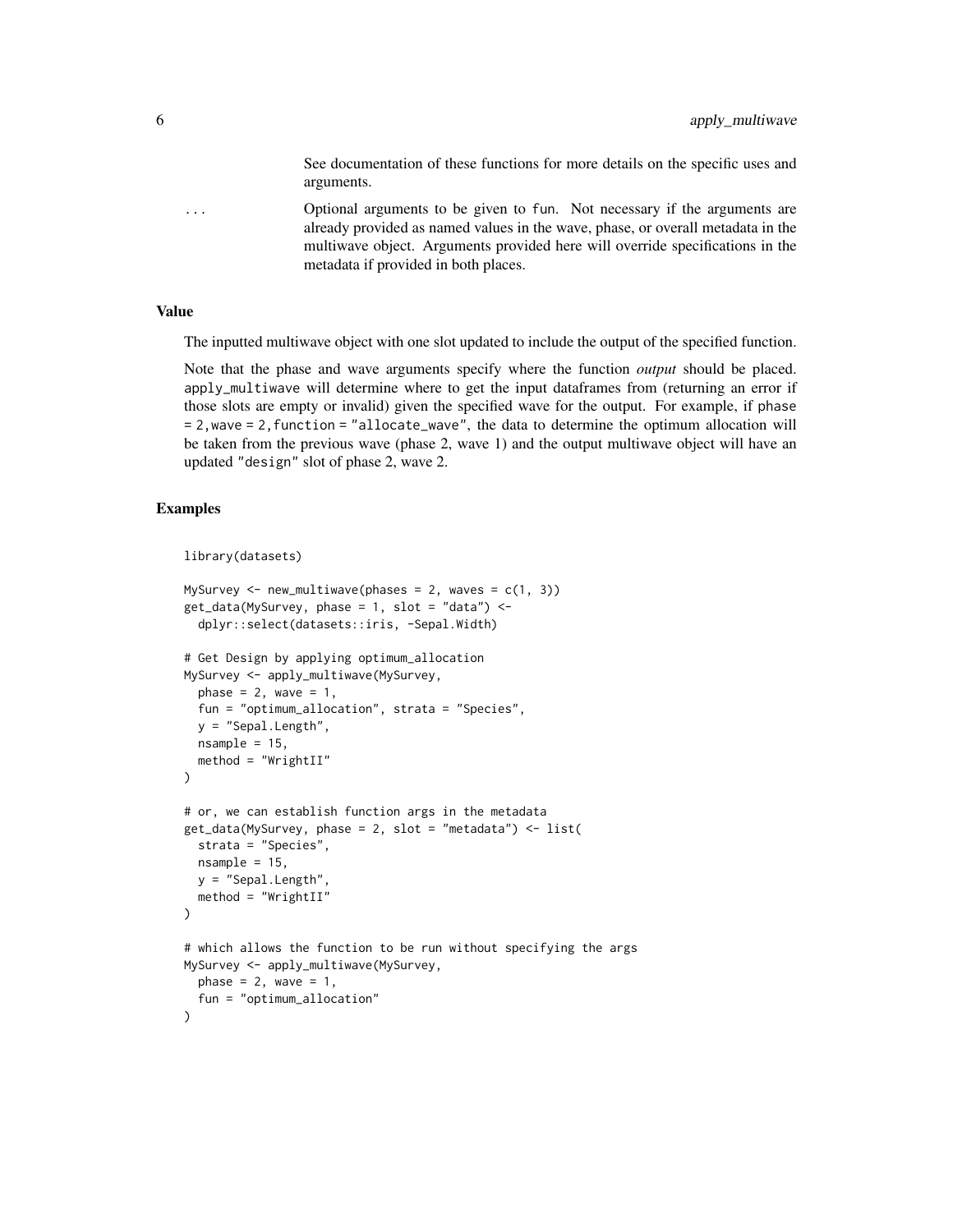See documentation of these functions for more details on the specific uses and arguments.

`...` Optional arguments to be given to fun. Not necessary if the arguments are already provided as named values in the wave, phase, or overall metadata in the multiwave object. Arguments provided here will override specifications in the metadata if provided in both places.

### Value

The inputted multiwave object with one slot updated to include the output of the specified function.

Note that the phase and wave arguments specify where the function *output* should be placed. apply_multiwave will determine where to get the input dataframes from (returning an error if those slots are empty or invalid) given the specified wave for the output. For example, if phase = 2,wave = 2,function = "allocate_wave", the data to determine the optimum allocation will be taken from the previous wave (phase 2, wave 1) and the output multiwave object will have an updated "design" slot of phase 2, wave 2.

### Examples

```
library(datasets)

MySurvey <- new_multiwave(phases = 2, waves = c(1, 3))
get_data(MySurvey, phase = 1, slot = "data") <-
  dplyr::select(datasets::iris, -Sepal.Width)

# Get Design by applying optimum_allocation
MySurvey <- apply_multiwave(MySurvey,
  phase = 2, wave = 1,
  fun = "optimum_allocation", strata = "Species",
  y = "Sepal.Length",
  nsample = 15,
  method = "WrightII"
)

# or, we can establish function args in the metadata
get_data(MySurvey, phase = 2, slot = "metadata") <- list(
  strata = "Species",
  nsample = 15,
  y = "Sepal.Length",
  method = "WrightII"
)

# which allows the function to be run without specifying the args
MySurvey <- apply_multiwave(MySurvey,
  phase = 2, wave = 1,
  fun = "optimum_allocation"
)
```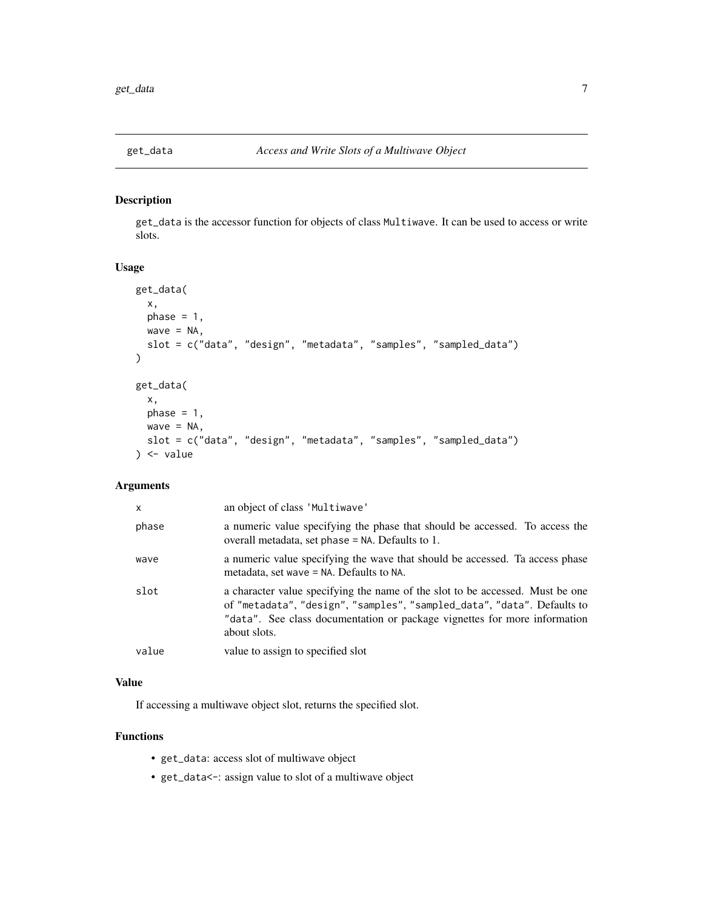# get_data *Access and Write Slots of a Multiwave Object*

## Description

get_data is the accessor function for objects of class Multiwave. It can be used to access or write slots.

## Usage

```
get_data(
  x,
  phase = 1,
  wave = NA,
  slot = c("data", "design", "metadata", "samples", "sampled_data")
)

get_data(
  x,
  phase = 1,
  wave = NA,
  slot = c("data", "design", "metadata", "samples", "sampled_data")
) <- value
```

## Arguments

| | |
|---|---|
| x | an object of class 'Multiwave' |
| phase | a numeric value specifying the phase that should be accessed. To access the overall metadata, set phase = NA. Defaults to 1. |
| wave | a numeric value specifying the wave that should be accessed. Ta access phase metadata, set wave = NA. Defaults to NA. |
| slot | a character value specifying the name of the slot to be accessed. Must be one of "metadata", "design", "samples", "sampled_data", "data". Defaults to "data". See class documentation or package vignettes for more information about slots. |
| value | value to assign to specified slot |

## Value

If accessing a multiwave object slot, returns the specified slot.

## Functions

- get_data: access slot of multiwave object
- get_data<-: assign value to slot of a multiwave object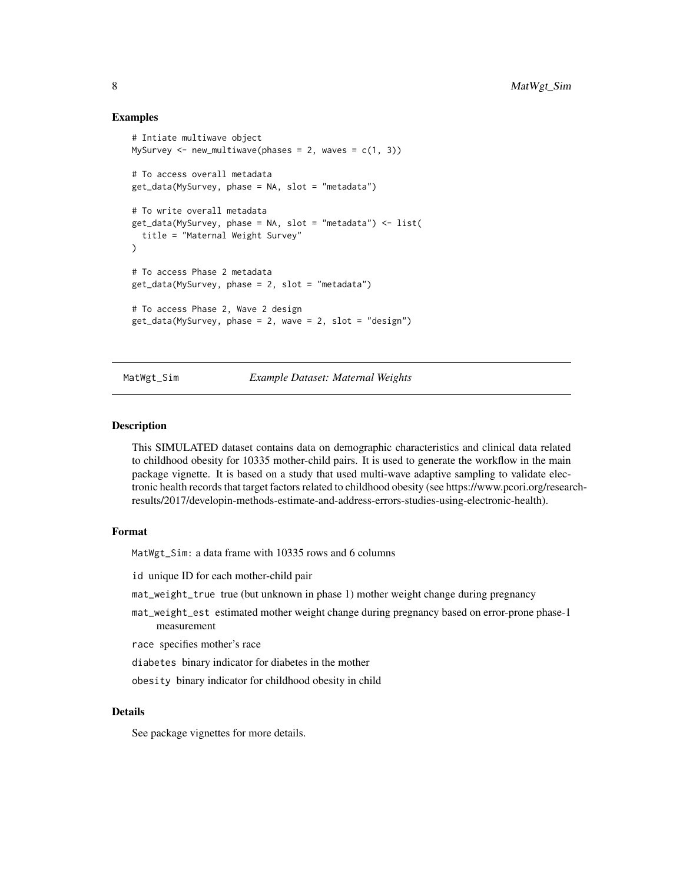### Examples

```
# Intiate multiwave object
MySurvey <- new_multiwave(phases = 2, waves = c(1, 3))

# To access overall metadata
get_data(MySurvey, phase = NA, slot = "metadata")

# To write overall metadata
get_data(MySurvey, phase = NA, slot = "metadata") <- list(
  title = "Maternal Weight Survey"
)

# To access Phase 2 metadata
get_data(MySurvey, phase = 2, slot = "metadata")

# To access Phase 2, Wave 2 design
get_data(MySurvey, phase = 2, wave = 2, slot = "design")
```

---

## MatWgt_Sim — *Example Dataset: Maternal Weights*

### Description

This SIMULATED dataset contains data on demographic characteristics and clinical data related to childhood obesity for 10335 mother-child pairs. It is used to generate the workflow in the main package vignette. It is based on a study that used multi-wave adaptive sampling to validate electronic health records that target factors related to childhood obesity (see https://www.pcori.org/research-results/2017/developin-methods-estimate-and-address-errors-studies-using-electronic-health).

### Format

`MatWgt_Sim`: a data frame with 10335 rows and 6 columns

- `id` unique ID for each mother-child pair
- `mat_weight_true` true (but unknown in phase 1) mother weight change during pregnancy
- `mat_weight_est` estimated mother weight change during pregnancy based on error-prone phase-1 measurement
- `race` specifies mother's race
- `diabetes` binary indicator for diabetes in the mother
- `obesity` binary indicator for childhood obesity in child

### Details

See package vignettes for more details.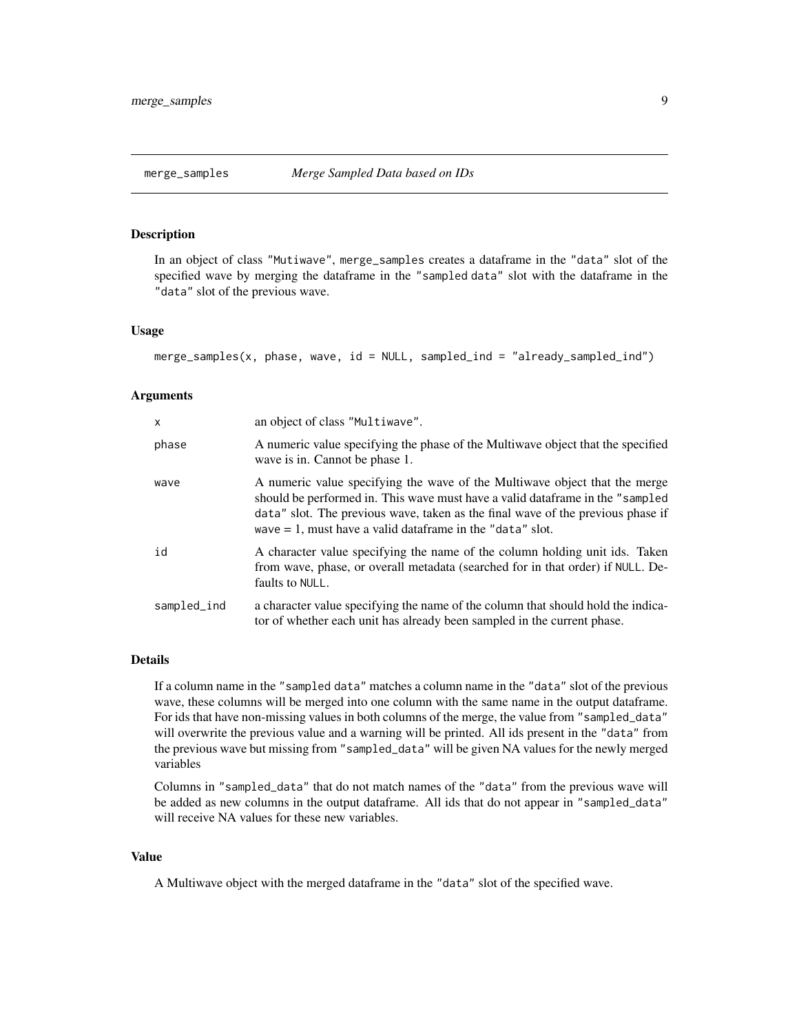# merge_samples — *Merge Sampled Data based on IDs*

## Description

In an object of class "Mutiwave", merge_samples creates a dataframe in the "data" slot of the specified wave by merging the dataframe in the "sampled data" slot with the dataframe in the "data" slot of the previous wave.

## Usage

```
merge_samples(x, phase, wave, id = NULL, sampled_ind = "already_sampled_ind")
```

## Arguments

| Argument | Description |
|---|---|
| x | an object of class "Multiwave". |
| phase | A numeric value specifying the phase of the Multiwave object that the specified wave is in. Cannot be phase 1. |
| wave | A numeric value specifying the wave of the Multiwave object that the merge should be performed in. This wave must have a valid dataframe in the "sampled data" slot. The previous wave, taken as the final wave of the previous phase if wave = 1, must have a valid dataframe in the "data" slot. |
| id | A character value specifying the name of the column holding unit ids. Taken from wave, phase, or overall metadata (searched for in that order) if NULL. Defaults to NULL. |
| sampled_ind | a character value specifying the name of the column that should hold the indicator of whether each unit has already been sampled in the current phase. |

## Details

If a column name in the "sampled data" matches a column name in the "data" slot of the previous wave, these columns will be merged into one column with the same name in the output dataframe. For ids that have non-missing values in both columns of the merge, the value from "sampled_data" will overwrite the previous value and a warning will be printed. All ids present in the "data" from the previous wave but missing from "sampled_data" will be given NA values for the newly merged variables

Columns in "sampled_data" that do not match names of the "data" from the previous wave will be added as new columns in the output dataframe. All ids that do not appear in "sampled_data" will receive NA values for these new variables.

## Value

A Multiwave object with the merged dataframe in the "data" slot of the specified wave.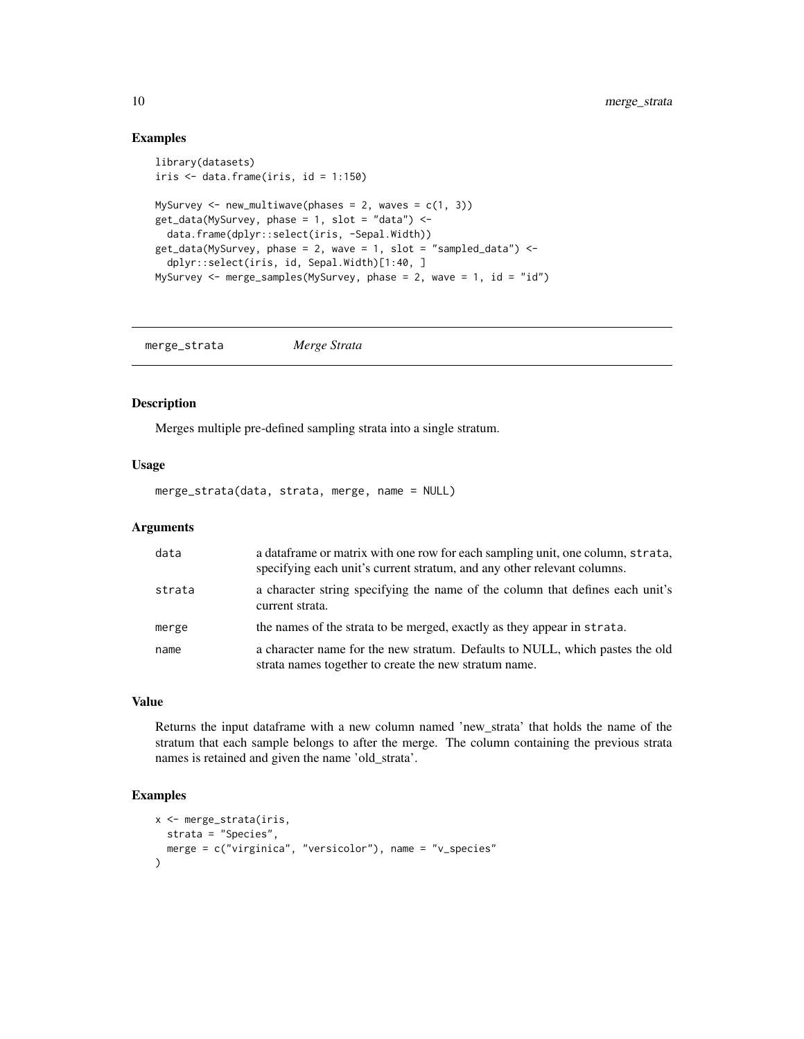### Examples

```
library(datasets)
iris <- data.frame(iris, id = 1:150)

MySurvey <- new_multiwave(phases = 2, waves = c(1, 3))
get_data(MySurvey, phase = 1, slot = "data") <-
  data.frame(dplyr::select(iris, -Sepal.Width))
get_data(MySurvey, phase = 2, wave = 1, slot = "sampled_data") <-
  dplyr::select(iris, id, Sepal.Width)[1:40, ]
MySurvey <- merge_samples(MySurvey, phase = 2, wave = 1, id = "id")
```

---

## merge_strata *Merge Strata*

### Description

Merges multiple pre-defined sampling strata into a single stratum.

### Usage

```
merge_strata(data, strata, merge, name = NULL)
```

### Arguments

| | |
|---|---|
| `data` | a dataframe or matrix with one row for each sampling unit, one column, `strata`, specifying each unit's current stratum, and any other relevant columns. |
| `strata` | a character string specifying the name of the column that defines each unit's current strata. |
| `merge` | the names of the strata to be merged, exactly as they appear in `strata`. |
| `name` | a character name for the new stratum. Defaults to NULL, which pastes the old strata names together to create the new stratum name. |

### Value

Returns the input dataframe with a new column named 'new_strata' that holds the name of the stratum that each sample belongs to after the merge. The column containing the previous strata names is retained and given the name 'old_strata'.

### Examples

```
x <- merge_strata(iris,
  strata = "Species",
  merge = c("virginica", "versicolor"), name = "v_species"
)
```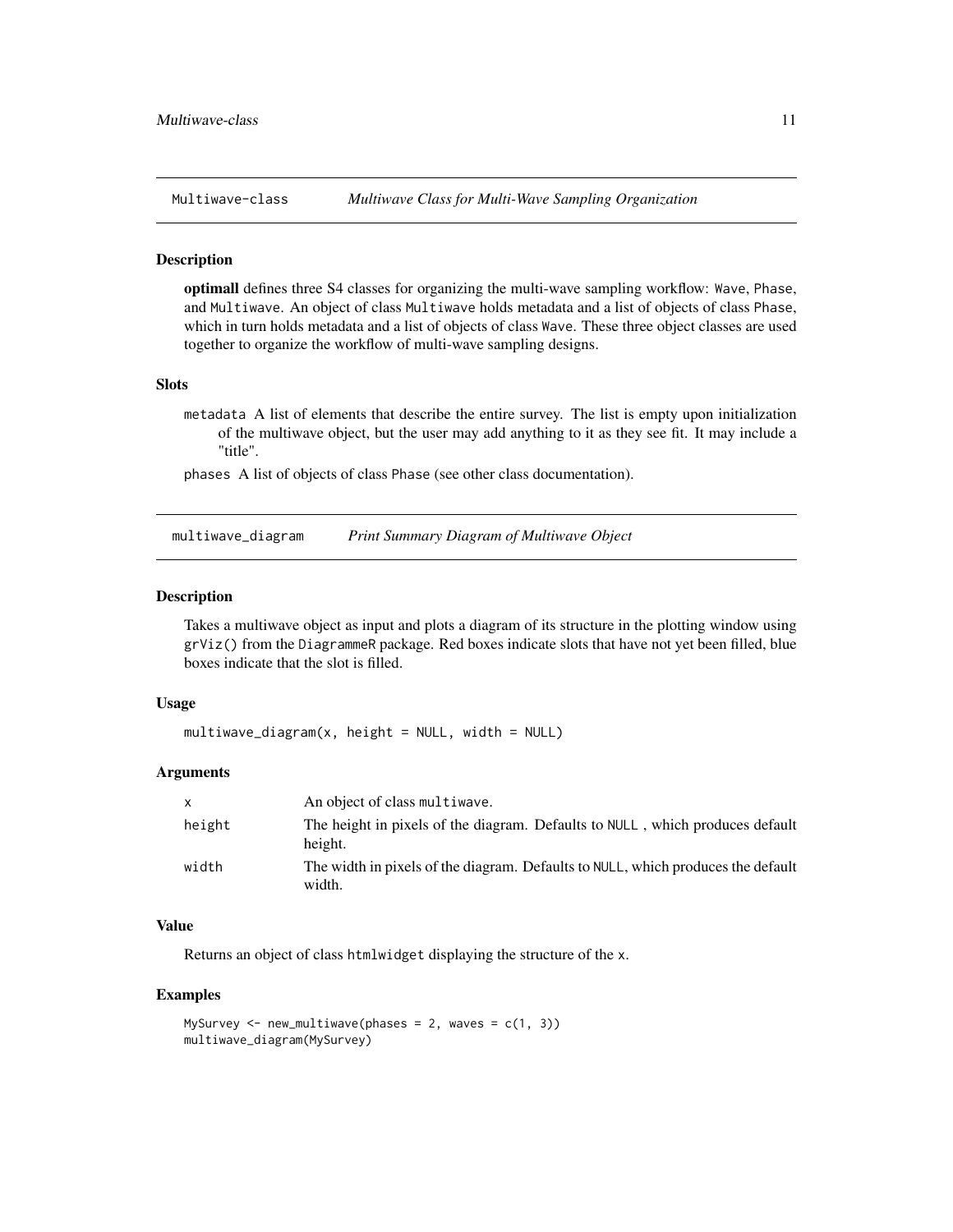## Multiwave-class *Multiwave Class for Multi-Wave Sampling Organization*

### Description

**optimall** defines three S4 classes for organizing the multi-wave sampling workflow: `Wave`, `Phase`, and `Multiwave`. An object of class `Multiwave` holds metadata and a list of objects of class `Phase`, which in turn holds metadata and a list of objects of class `Wave`. These three object classes are used together to organize the workflow of multi-wave sampling designs.

### Slots

`metadata` A list of elements that describe the entire survey. The list is empty upon initialization of the multiwave object, but the user may add anything to it as they see fit. It may include a "title".

`phases` A list of objects of class `Phase` (see other class documentation).

## multiwave_diagram *Print Summary Diagram of Multiwave Object*

### Description

Takes a multiwave object as input and plots a diagram of its structure in the plotting window using `grViz()` from the `DiagrammeR` package. Red boxes indicate slots that have not yet been filled, blue boxes indicate that the slot is filled.

### Usage

```
multiwave_diagram(x, height = NULL, width = NULL)
```

### Arguments

| | |
|---|---|
| x | An object of class `multiwave`. |
| height | The height in pixels of the diagram. Defaults to `NULL` , which produces default height. |
| width | The width in pixels of the diagram. Defaults to `NULL`, which produces the default width. |

### Value

Returns an object of class `htmlwidget` displaying the structure of the `x`.

### Examples

```
MySurvey <- new_multiwave(phases = 2, waves = c(1, 3))
multiwave_diagram(MySurvey)
```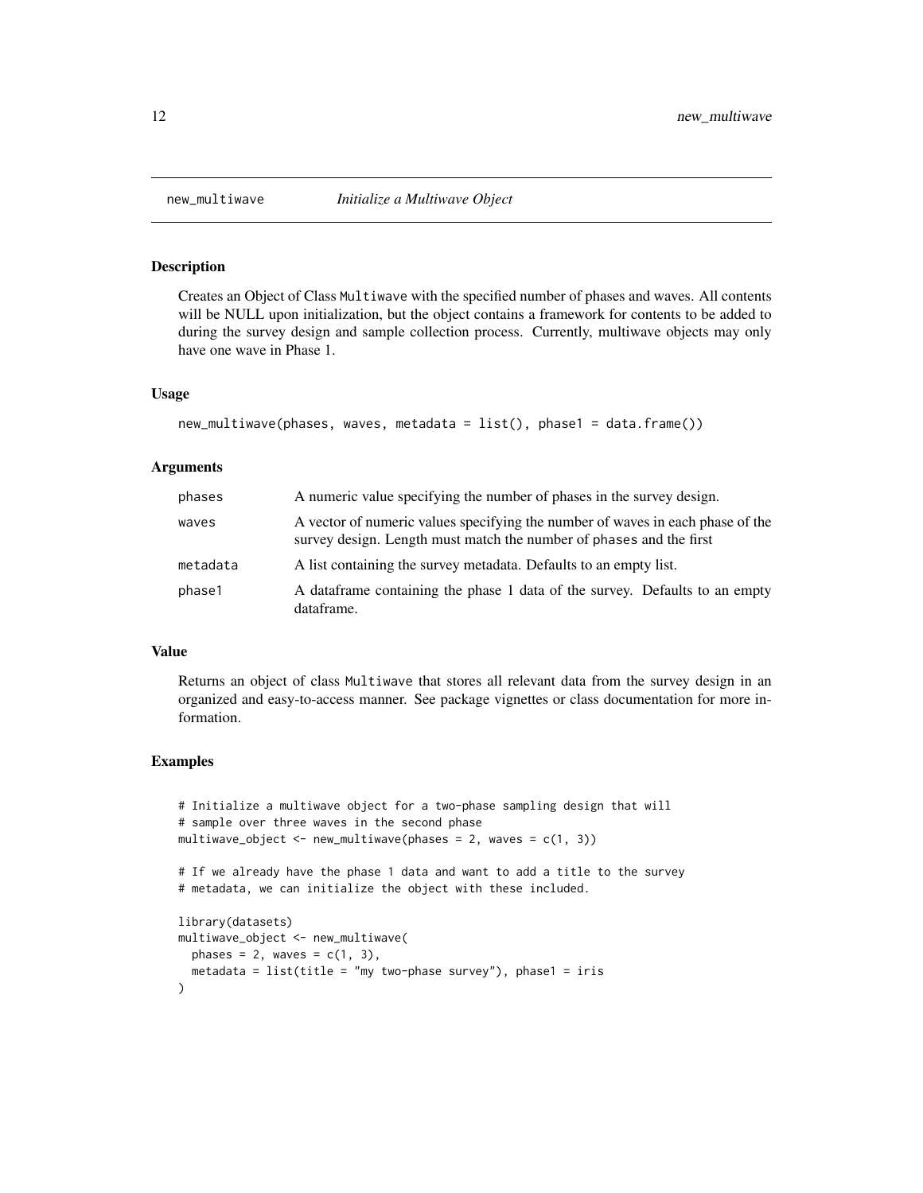# new_multiwave *Initialize a Multiwave Object*

## Description

Creates an Object of Class Multiwave with the specified number of phases and waves. All contents will be NULL upon initialization, but the object contains a framework for contents to be added to during the survey design and sample collection process. Currently, multiwave objects may only have one wave in Phase 1.

## Usage

```
new_multiwave(phases, waves, metadata = list(), phase1 = data.frame())
```

## Arguments

| | |
|---|---|
| phases | A numeric value specifying the number of phases in the survey design. |
| waves | A vector of numeric values specifying the number of waves in each phase of the survey design. Length must match the number of phases and the first |
| metadata | A list containing the survey metadata. Defaults to an empty list. |
| phase1 | A dataframe containing the phase 1 data of the survey. Defaults to an empty dataframe. |

## Value

Returns an object of class Multiwave that stores all relevant data from the survey design in an organized and easy-to-access manner. See package vignettes or class documentation for more information.

## Examples

```
# Initialize a multiwave object for a two-phase sampling design that will
# sample over three waves in the second phase
multiwave_object <- new_multiwave(phases = 2, waves = c(1, 3))

# If we already have the phase 1 data and want to add a title to the survey
# metadata, we can initialize the object with these included.

library(datasets)
multiwave_object <- new_multiwave(
  phases = 2, waves = c(1, 3),
  metadata = list(title = "my two-phase survey"), phase1 = iris
)
```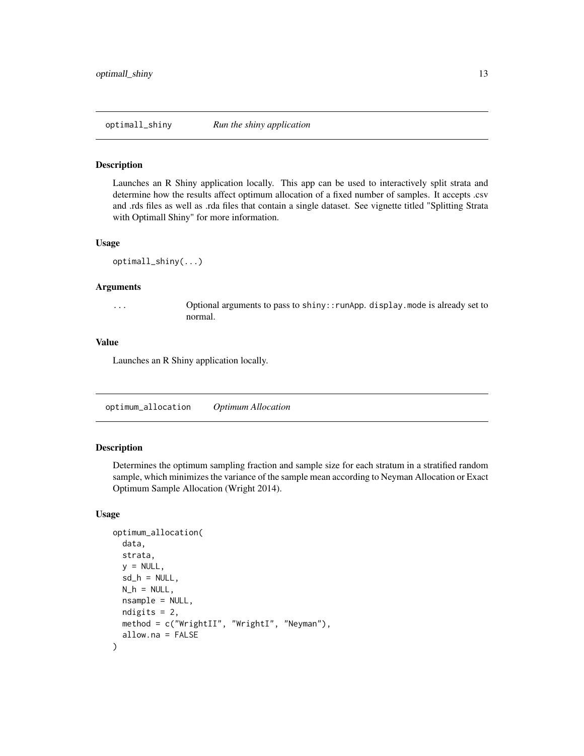## optimall_shiny *Run the shiny application*

### Description

Launches an R Shiny application locally. This app can be used to interactively split strata and determine how the results affect optimum allocation of a fixed number of samples. It accepts .csv and .rds files as well as .rda files that contain a single dataset. See vignette titled "Splitting Strata with Optimall Shiny" for more information.

### Usage

```
optimall_shiny(...)
```

### Arguments

| | |
|---|---|
| `...` | Optional arguments to pass to `shiny::runApp`. `display.mode` is already set to normal. |

### Value

Launches an R Shiny application locally.

## optimum_allocation *Optimum Allocation*

### Description

Determines the optimum sampling fraction and sample size for each stratum in a stratified random sample, which minimizes the variance of the sample mean according to Neyman Allocation or Exact Optimum Sample Allocation (Wright 2014).

### Usage

```
optimum_allocation(
  data,
  strata,
  y = NULL,
  sd_h = NULL,
  N_h = NULL,
  nsample = NULL,
  ndigits = 2,
  method = c("WrightII", "WrightI", "Neyman"),
  allow.na = FALSE
)
```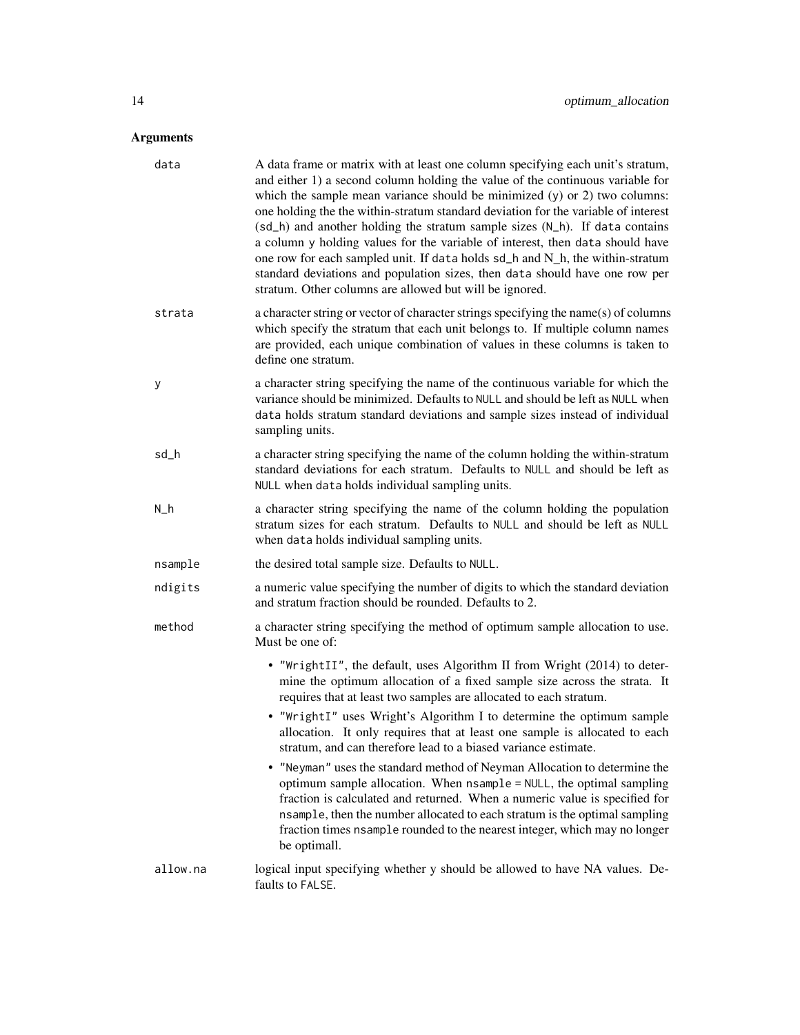## Arguments

**data**
: A data frame or matrix with at least one column specifying each unit's stratum, and either 1) a second column holding the value of the continuous variable for which the sample mean variance should be minimized (`y`) or 2) two columns: one holding the the within-stratum standard deviation for the variable of interest (`sd_h`) and another holding the stratum sample sizes (`N_h`). If `data` contains a column `y` holding values for the variable of interest, then `data` should have one row for each sampled unit. If `data` holds `sd_h` and `N_h`, the within-stratum standard deviations and population sizes, then `data` should have one row per stratum. Other columns are allowed but will be ignored.

**strata**
: a character string or vector of character strings specifying the name(s) of columns which specify the stratum that each unit belongs to. If multiple column names are provided, each unique combination of values in these columns is taken to define one stratum.

**y**
: a character string specifying the name of the continuous variable for which the variance should be minimized. Defaults to `NULL` and should be left as `NULL` when `data` holds stratum standard deviations and sample sizes instead of individual sampling units.

**sd_h**
: a character string specifying the name of the column holding the within-stratum standard deviations for each stratum. Defaults to `NULL` and should be left as `NULL` when `data` holds individual sampling units.

**N_h**
: a character string specifying the name of the column holding the population stratum sizes for each stratum. Defaults to `NULL` and should be left as `NULL` when `data` holds individual sampling units.

**nsample**
: the desired total sample size. Defaults to `NULL`.

**ndigits**
: a numeric value specifying the number of digits to which the standard deviation and stratum fraction should be rounded. Defaults to 2.

**method**
: a character string specifying the method of optimum sample allocation to use. Must be one of:

  - `"WrightII"`, the default, uses Algorithm II from Wright (2014) to determine the optimum allocation of a fixed sample size across the strata. It requires that at least two samples are allocated to each stratum.
  - `"WrightI"` uses Wright's Algorithm I to determine the optimum sample allocation. It only requires that at least one sample is allocated to each stratum, and can therefore lead to a biased variance estimate.
  - `"Neyman"` uses the standard method of Neyman Allocation to determine the optimum sample allocation. When `nsample = NULL`, the optimal sampling fraction is calculated and returned. When a numeric value is specified for `nsample`, then the number allocated to each stratum is the optimal sampling fraction times `nsample` rounded to the nearest integer, which may no longer be optimall.

**allow.na**
: logical input specifying whether y should be allowed to have NA values. Defaults to `FALSE`.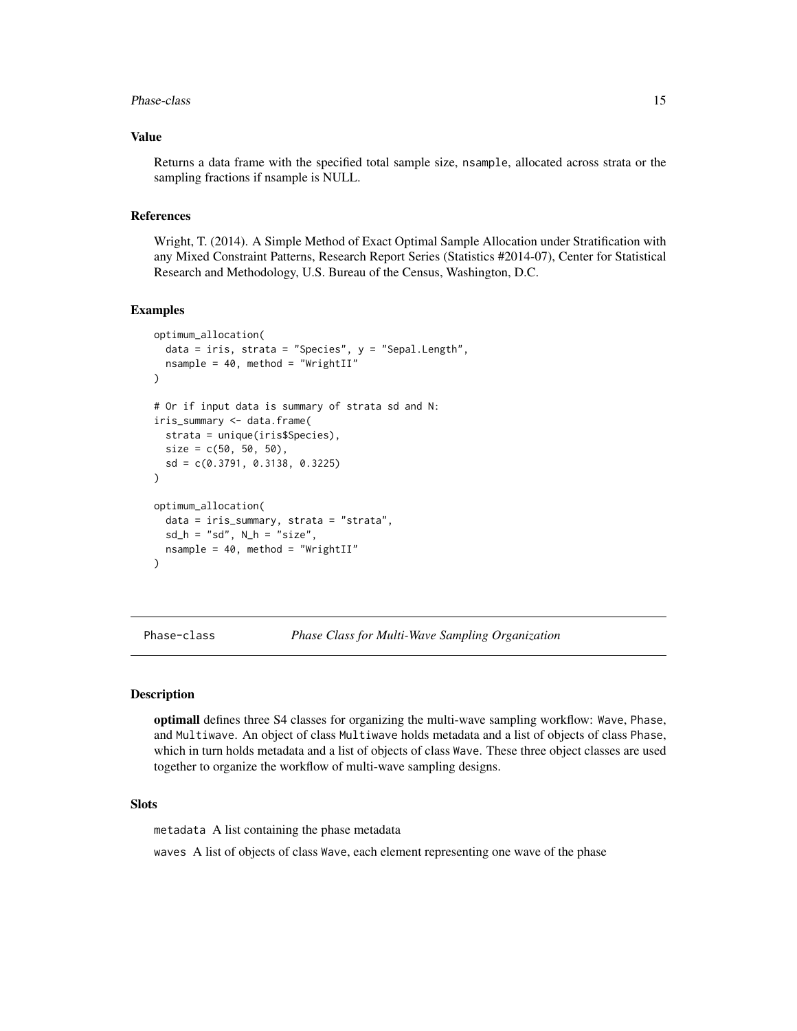### Value

Returns a data frame with the specified total sample size, `nsample`, allocated across strata or the sampling fractions if nsample is NULL.

### References

Wright, T. (2014). A Simple Method of Exact Optimal Sample Allocation under Stratification with any Mixed Constraint Patterns, Research Report Series (Statistics #2014-07), Center for Statistical Research and Methodology, U.S. Bureau of the Census, Washington, D.C.

### Examples

```
optimum_allocation(
  data = iris, strata = "Species", y = "Sepal.Length",
  nsample = 40, method = "WrightII"
)

# Or if input data is summary of strata sd and N:
iris_summary <- data.frame(
  strata = unique(iris$Species),
  size = c(50, 50, 50),
  sd = c(0.3791, 0.3138, 0.3225)
)

optimum_allocation(
  data = iris_summary, strata = "strata",
  sd_h = "sd", N_h = "size",
  nsample = 40, method = "WrightII"
)
```

---

## Phase-class *Phase Class for Multi-Wave Sampling Organization*

---

### Description

**optimall** defines three S4 classes for organizing the multi-wave sampling workflow: `Wave`, `Phase`, and `Multiwave`. An object of class `Multiwave` holds metadata and a list of objects of class `Phase`, which in turn holds metadata and a list of objects of class `Wave`. These three object classes are used together to organize the workflow of multi-wave sampling designs.

### Slots

`metadata` A list containing the phase metadata

`waves` A list of objects of class `Wave`, each element representing one wave of the phase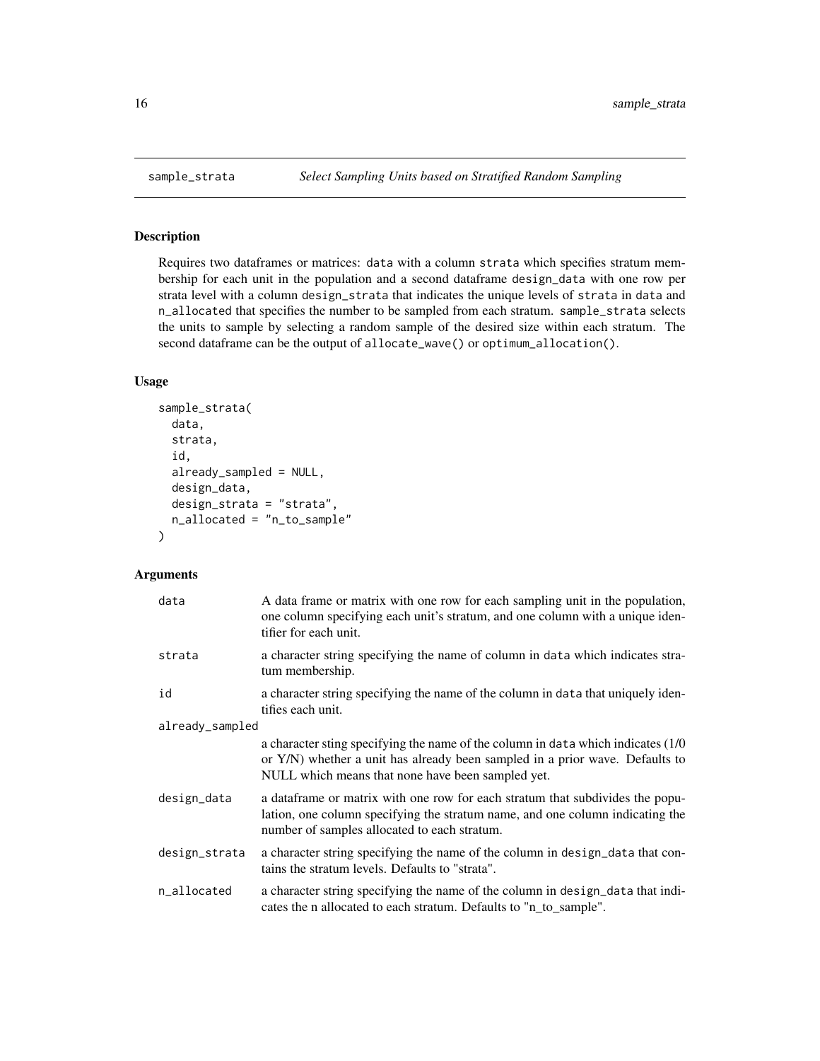## sample_strata *Select Sampling Units based on Stratified Random Sampling*

### Description

Requires two dataframes or matrices: data with a column strata which specifies stratum membership for each unit in the population and a second dataframe design_data with one row per strata level with a column design_strata that indicates the unique levels of strata in data and n_allocated that specifies the number to be sampled from each stratum. sample_strata selects the units to sample by selecting a random sample of the desired size within each stratum. The second dataframe can be the output of allocate_wave() or optimum_allocation().

### Usage

```
sample_strata(
  data,
  strata,
  id,
  already_sampled = NULL,
  design_data,
  design_strata = "strata",
  n_allocated = "n_to_sample"
)
```

### Arguments

| | |
|---|---|
| data | A data frame or matrix with one row for each sampling unit in the population, one column specifying each unit's stratum, and one column with a unique identifier for each unit. |
| strata | a character string specifying the name of column in data which indicates stratum membership. |
| id | a character string specifying the name of the column in data that uniquely identifies each unit. |
| already_sampled | a character sting specifying the name of the column in data which indicates (1/0 or Y/N) whether a unit has already been sampled in a prior wave. Defaults to NULL which means that none have been sampled yet. |
| design_data | a dataframe or matrix with one row for each stratum that subdivides the population, one column specifying the stratum name, and one column indicating the number of samples allocated to each stratum. |
| design_strata | a character string specifying the name of the column in design_data that contains the stratum levels. Defaults to "strata". |
| n_allocated | a character string specifying the name of the column in design_data that indicates the n allocated to each stratum. Defaults to "n_to_sample". |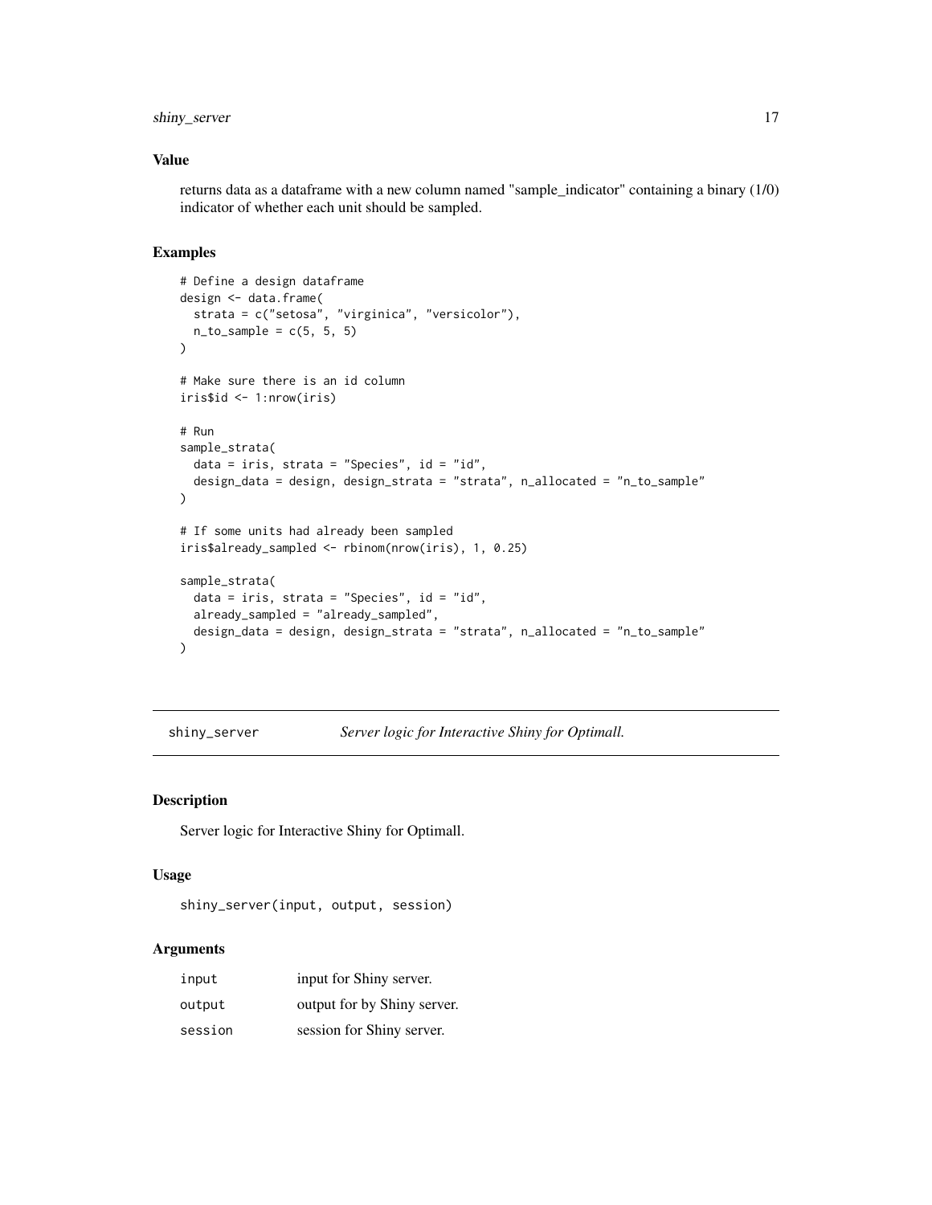### Value

returns data as a dataframe with a new column named "sample_indicator" containing a binary (1/0) indicator of whether each unit should be sampled.

### Examples

```
# Define a design dataframe
design <- data.frame(
  strata = c("setosa", "virginica", "versicolor"),
  n_to_sample = c(5, 5, 5)
)

# Make sure there is an id column
iris$id <- 1:nrow(iris)

# Run
sample_strata(
  data = iris, strata = "Species", id = "id",
  design_data = design, design_strata = "strata", n_allocated = "n_to_sample"
)

# If some units had already been sampled
iris$already_sampled <- rbinom(nrow(iris), 1, 0.25)

sample_strata(
  data = iris, strata = "Species", id = "id",
  already_sampled = "already_sampled",
  design_data = design, design_strata = "strata", n_allocated = "n_to_sample"
)
```

---

## shiny_server — *Server logic for Interactive Shiny for Optimall.*

---

### Description

Server logic for Interactive Shiny for Optimall.

### Usage

```
shiny_server(input, output, session)
```

### Arguments

| | |
|---|---|
| input | input for Shiny server. |
| output | output for by Shiny server. |
| session | session for Shiny server. |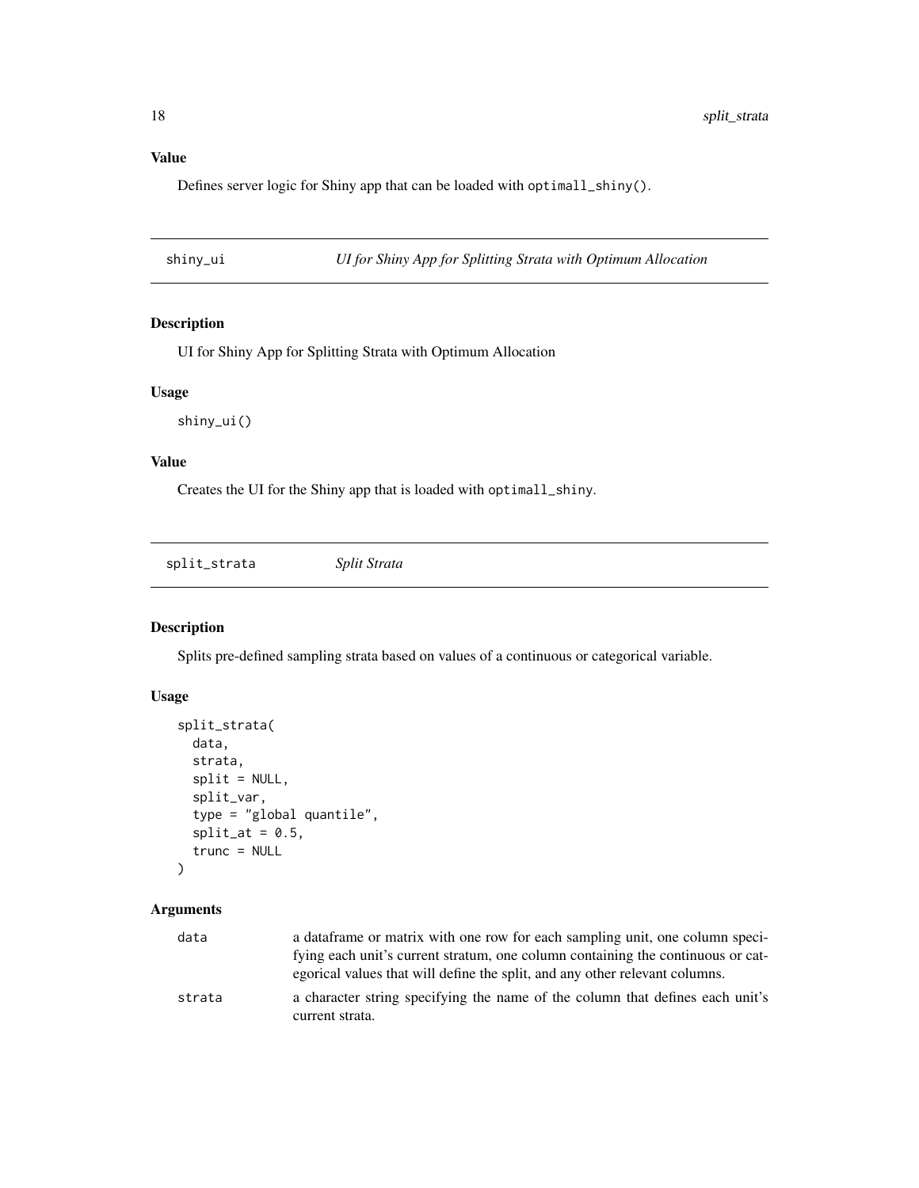## Value

Defines server logic for Shiny app that can be loaded with `optimall_shiny()`.

---

## shiny_ui — *UI for Shiny App for Splitting Strata with Optimum Allocation*

### Description

UI for Shiny App for Splitting Strata with Optimum Allocation

### Usage

```
shiny_ui()
```

### Value

Creates the UI for the Shiny app that is loaded with `optimall_shiny`.

---

## split_strata — *Split Strata*

### Description

Splits pre-defined sampling strata based on values of a continuous or categorical variable.

### Usage

```
split_strata(
  data,
  strata,
  split = NULL,
  split_var,
  type = "global quantile",
  split_at = 0.5,
  trunc = NULL
)
```

### Arguments

| | |
|---|---|
| `data` | a dataframe or matrix with one row for each sampling unit, one column specifying each unit's current stratum, one column containing the continuous or categorical values that will define the split, and any other relevant columns. |
| `strata` | a character string specifying the name of the column that defines each unit's current strata. |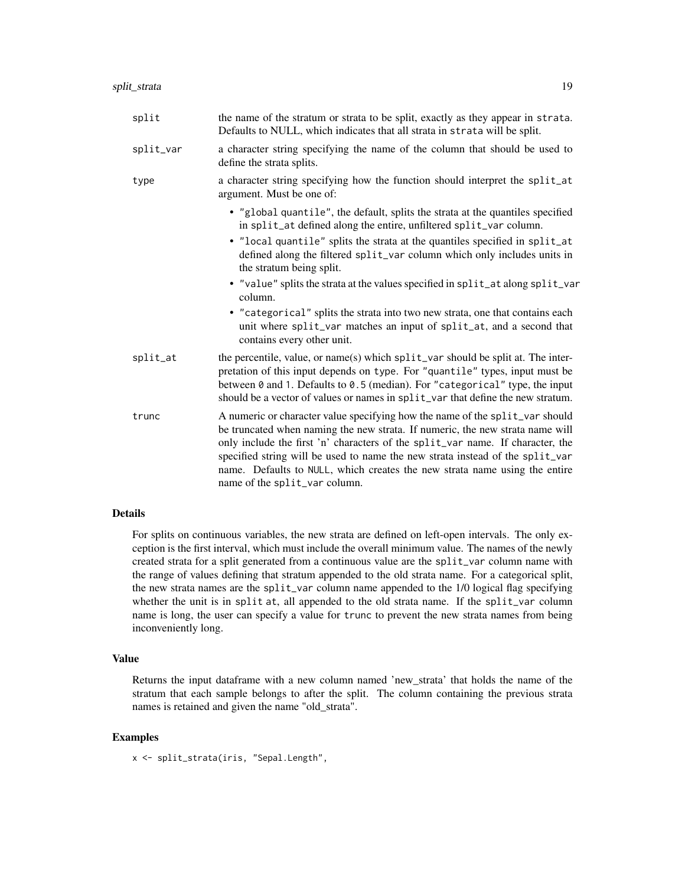| | |
|---|---|
| `split` | the name of the stratum or strata to be split, exactly as they appear in `strata`. Defaults to NULL, which indicates that all strata in `strata` will be split. |
| `split_var` | a character string specifying the name of the column that should be used to define the strata splits. |
| `type` | a character string specifying how the function should interpret the `split_at` argument. Must be one of: <br>• `"global quantile"`, the default, splits the strata at the quantiles specified in `split_at` defined along the entire, unfiltered `split_var` column. <br>• `"local quantile"` splits the strata at the quantiles specified in `split_at` defined along the filtered `split_var` column which only includes units in the stratum being split. <br>• `"value"` splits the strata at the values specified in `split_at` along `split_var` column. <br>• `"categorical"` splits the strata into two new strata, one that contains each unit where `split_var` matches an input of `split_at`, and a second that contains every other unit. |
| `split_at` | the percentile, value, or name(s) which `split_var` should be split at. The interpretation of this input depends on `type`. For `"quantile"` types, input must be between `0` and `1`. Defaults to `0.5` (median). For `"categorical"` type, the input should be a vector of values or names in `split_var` that define the new stratum. |
| `trunc` | A numeric or character value specifying how the name of the `split_var` should be truncated when naming the new strata. If numeric, the new strata name will only include the first 'n' characters of the `split_var` name. If character, the specified string will be used to name the new strata instead of the `split_var` name. Defaults to `NULL`, which creates the new strata name using the entire name of the `split_var` column. |

### Details

For splits on continuous variables, the new strata are defined on left-open intervals. The only exception is the first interval, which must include the overall minimum value. The names of the newly created strata for a split generated from a continuous value are the `split_var` column name with the range of values defining that stratum appended to the old strata name. For a categorical split, the new strata names are the `split_var` column name appended to the 1/0 logical flag specifying whether the unit is in `split at`, all appended to the old strata name. If the `split_var` column name is long, the user can specify a value for `trunc` to prevent the new strata names from being inconveniently long.

### Value

Returns the input dataframe with a new column named 'new_strata' that holds the name of the stratum that each sample belongs to after the split. The column containing the previous strata names is retained and given the name "old_strata".

### Examples

```
x <- split_strata(iris, "Sepal.Length",
```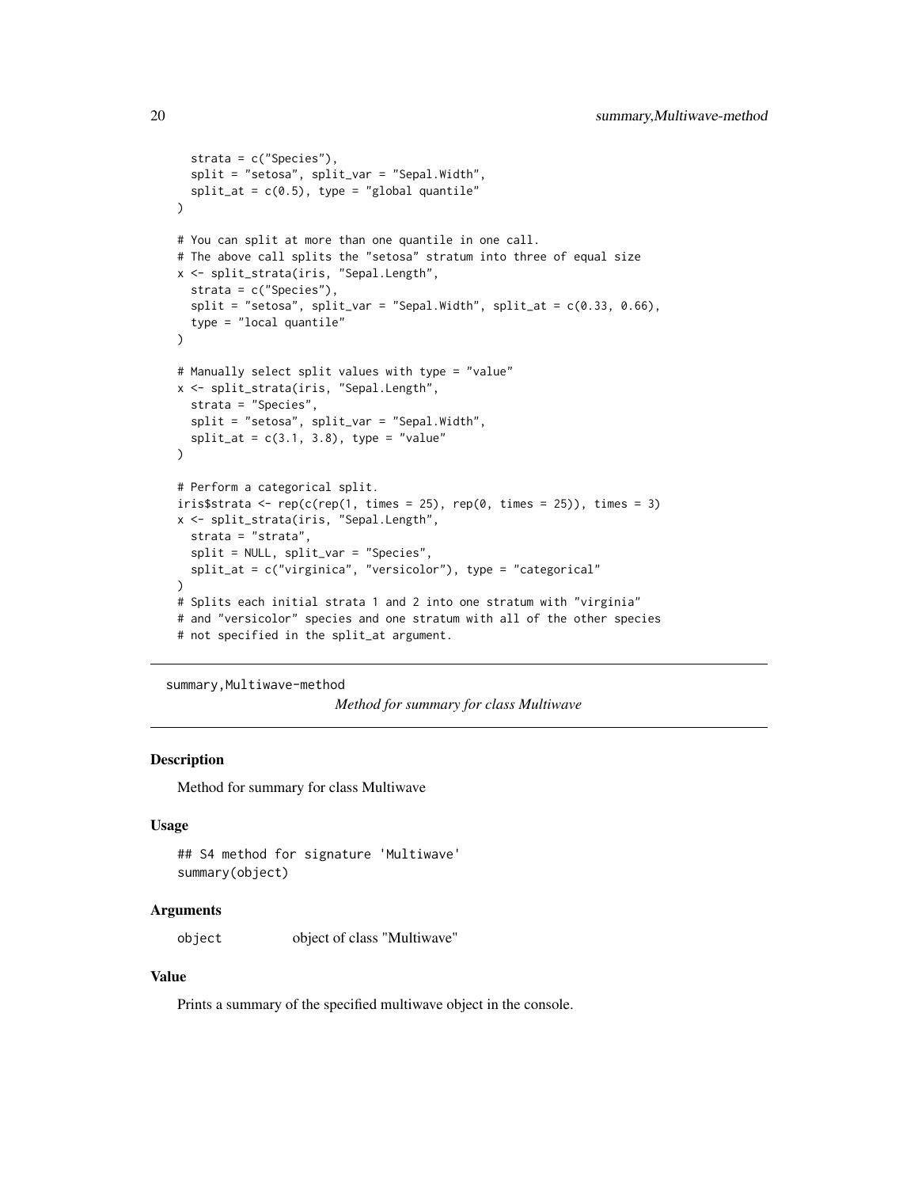```
  strata = c("Species"),
  split = "setosa", split_var = "Sepal.Width",
  split_at = c(0.5), type = "global quantile"
)

# You can split at more than one quantile in one call.
# The above call splits the "setosa" stratum into three of equal size
x <- split_strata(iris, "Sepal.Length",
  strata = c("Species"),
  split = "setosa", split_var = "Sepal.Width", split_at = c(0.33, 0.66),
  type = "local quantile"
)

# Manually select split values with type = "value"
x <- split_strata(iris, "Sepal.Length",
  strata = "Species",
  split = "setosa", split_var = "Sepal.Width",
  split_at = c(3.1, 3.8), type = "value"
)

# Perform a categorical split.
iris$strata <- rep(c(rep(1, times = 25), rep(0, times = 25)), times = 3)
x <- split_strata(iris, "Sepal.Length",
  strata = "strata",
  split = NULL, split_var = "Species",
  split_at = c("virginica", "versicolor"), type = "categorical"
)
# Splits each initial strata 1 and 2 into one stratum with "virginia"
# and "versicolor" species and one stratum with all of the other species
# not specified in the split_at argument.
```

---

## summary,Multiwave-method — *Method for summary for class Multiwave*

### Description

Method for summary for class Multiwave

### Usage

```
## S4 method for signature 'Multiwave'
summary(object)
```

### Arguments

| | |
|---|---|
| object | object of class "Multiwave" |

### Value

Prints a summary of the specified multiwave object in the console.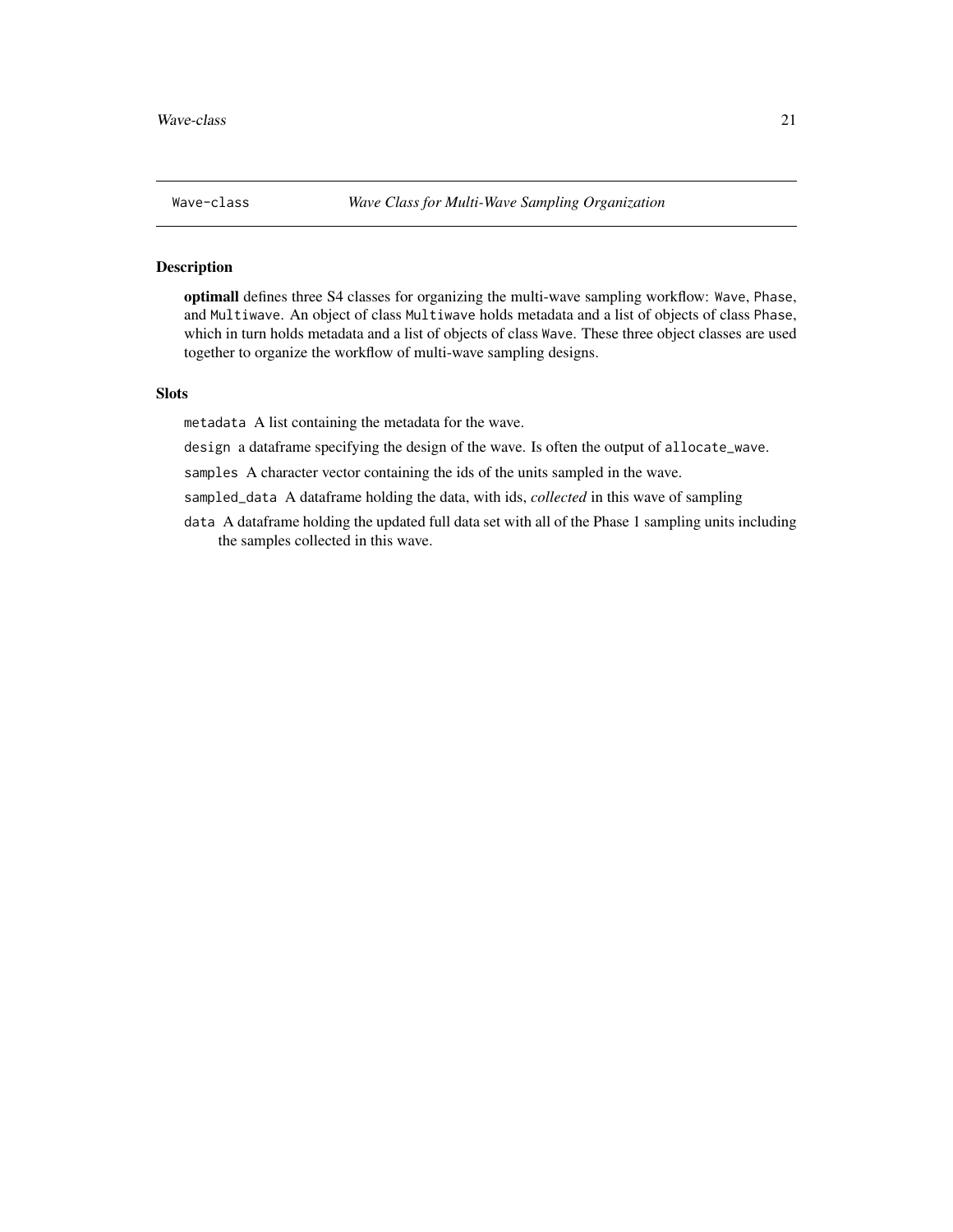`Wave-class` *Wave Class for Multi-Wave Sampling Organization*

### Description

**optimall** defines three S4 classes for organizing the multi-wave sampling workflow: `Wave`, `Phase`, and `Multiwave`. An object of class `Multiwave` holds metadata and a list of objects of class `Phase`, which in turn holds metadata and a list of objects of class `Wave`. These three object classes are used together to organize the workflow of multi-wave sampling designs.

### Slots

`metadata` A list containing the metadata for the wave.

`design` a dataframe specifying the design of the wave. Is often the output of `allocate_wave`.

`samples` A character vector containing the ids of the units sampled in the wave.

`sampled_data` A dataframe holding the data, with ids, *collected* in this wave of sampling

`data` A dataframe holding the updated full data set with all of the Phase 1 sampling units including the samples collected in this wave.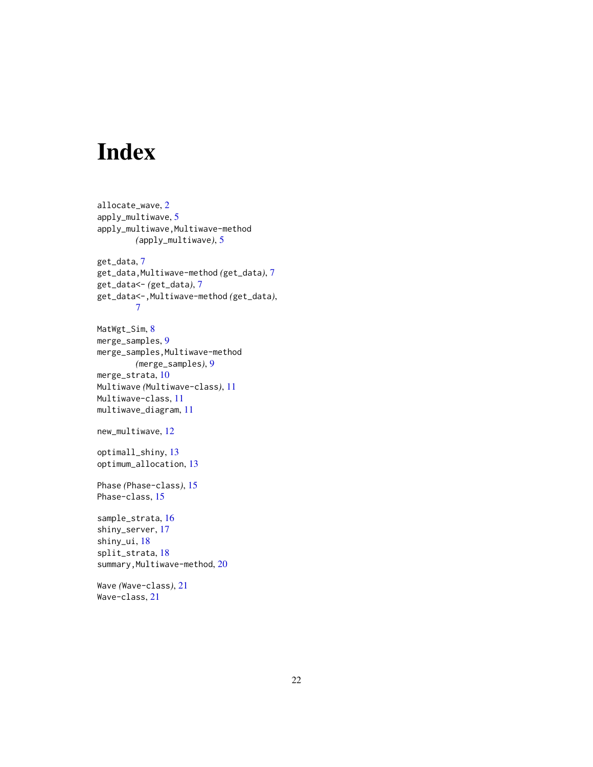# Index

allocate_wave, 2
apply_multiwave, 5
apply_multiwave,Multiwave-method
    (apply_multiwave), 5

get_data, 7
get_data,Multiwave-method (get_data), 7
get_data<- (get_data), 7
get_data<-,Multiwave-method (get_data),
    7

MatWgt_Sim, 8
merge_samples, 9
merge_samples,Multiwave-method
    (merge_samples), 9
merge_strata, 10
Multiwave (Multiwave-class), 11
Multiwave-class, 11
multiwave_diagram, 11

new_multiwave, 12

optimall_shiny, 13
optimum_allocation, 13

Phase (Phase-class), 15
Phase-class, 15

sample_strata, 16
shiny_server, 17
shiny_ui, 18
split_strata, 18
summary,Multiwave-method, 20

Wave (Wave-class), 21
Wave-class, 21